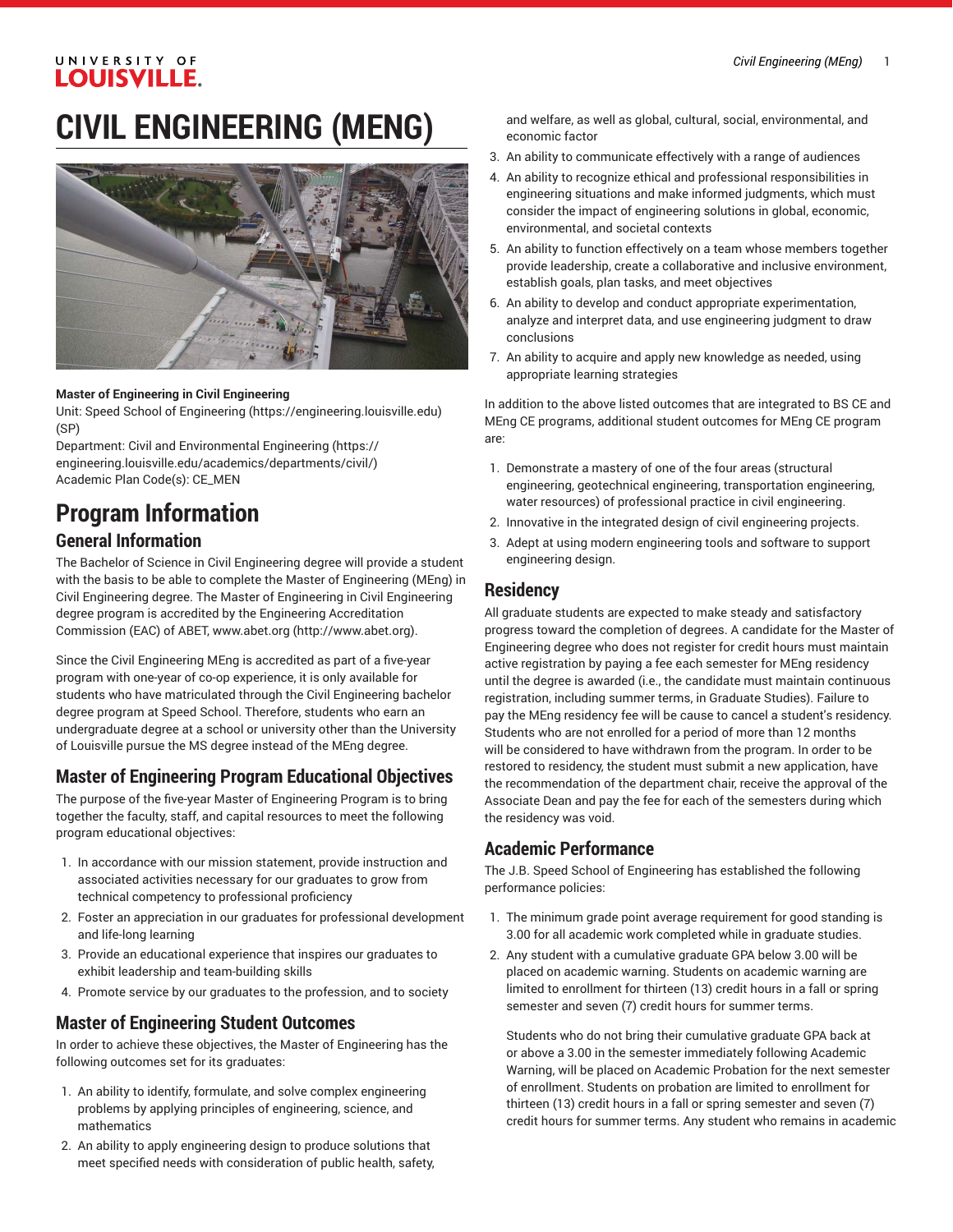# CIVIL ENGINEERING (MENG)

**Master of Engineering in Civil Engineering**
Unit: Speed School of Engineering (https://engineering.louisville.edu) (SP)
Department: Civil and Environmental Engineering (https://engineering.louisville.edu/academics/departments/civil/)
Academic Plan Code(s): CE_MEN

# Program Information

## General Information

The Bachelor of Science in Civil Engineering degree will provide a student with the basis to be able to complete the Master of Engineering (MEng) in Civil Engineering degree. The Master of Engineering in Civil Engineering degree program is accredited by the Engineering Accreditation Commission (EAC) of ABET, www.abet.org (http://www.abet.org).

Since the Civil Engineering MEng is accredited as part of a five-year program with one-year of co-op experience, it is only available for students who have matriculated through the Civil Engineering bachelor degree program at Speed School. Therefore, students who earn an undergraduate degree at a school or university other than the University of Louisville pursue the MS degree instead of the MEng degree.

## Master of Engineering Program Educational Objectives

The purpose of the five-year Master of Engineering Program is to bring together the faculty, staff, and capital resources to meet the following program educational objectives:

1. In accordance with our mission statement, provide instruction and associated activities necessary for our graduates to grow from technical competency to professional proficiency
2. Foster an appreciation in our graduates for professional development and life-long learning
3. Provide an educational experience that inspires our graduates to exhibit leadership and team-building skills
4. Promote service by our graduates to the profession, and to society

## Master of Engineering Student Outcomes

In order to achieve these objectives, the Master of Engineering has the following outcomes set for its graduates:

1. An ability to identify, formulate, and solve complex engineering problems by applying principles of engineering, science, and mathematics
2. An ability to apply engineering design to produce solutions that meet specified needs with consideration of public health, safety, and welfare, as well as global, cultural, social, environmental, and economic factor
3. An ability to communicate effectively with a range of audiences
4. An ability to recognize ethical and professional responsibilities in engineering situations and make informed judgments, which must consider the impact of engineering solutions in global, economic, environmental, and societal contexts
5. An ability to function effectively on a team whose members together provide leadership, create a collaborative and inclusive environment, establish goals, plan tasks, and meet objectives
6. An ability to develop and conduct appropriate experimentation, analyze and interpret data, and use engineering judgment to draw conclusions
7. An ability to acquire and apply new knowledge as needed, using appropriate learning strategies

In addition to the above listed outcomes that are integrated to BS CE and MEng CE programs, additional student outcomes for MEng CE program are:

1. Demonstrate a mastery of one of the four areas (structural engineering, geotechnical engineering, transportation engineering, water resources) of professional practice in civil engineering.
2. Innovative in the integrated design of civil engineering projects.
3. Adept at using modern engineering tools and software to support engineering design.

## Residency

All graduate students are expected to make steady and satisfactory progress toward the completion of degrees. A candidate for the Master of Engineering degree who does not register for credit hours must maintain active registration by paying a fee each semester for MEng residency until the degree is awarded (i.e., the candidate must maintain continuous registration, including summer terms, in Graduate Studies). Failure to pay the MEng residency fee will be cause to cancel a student's residency. Students who are not enrolled for a period of more than 12 months will be considered to have withdrawn from the program. In order to be restored to residency, the student must submit a new application, have the recommendation of the department chair, receive the approval of the Associate Dean and pay the fee for each of the semesters during which the residency was void.

## Academic Performance

The J.B. Speed School of Engineering has established the following performance policies:

1. The minimum grade point average requirement for good standing is 3.00 for all academic work completed while in graduate studies.
2. Any student with a cumulative graduate GPA below 3.00 will be placed on academic warning. Students on academic warning are limited to enrollment for thirteen (13) credit hours in a fall or spring semester and seven (7) credit hours for summer terms.

   Students who do not bring their cumulative graduate GPA back at or above a 3.00 in the semester immediately following Academic Warning, will be placed on Academic Probation for the next semester of enrollment. Students on probation are limited to enrollment for thirteen (13) credit hours in a fall or spring semester and seven (7) credit hours for summer terms. Any student who remains in academic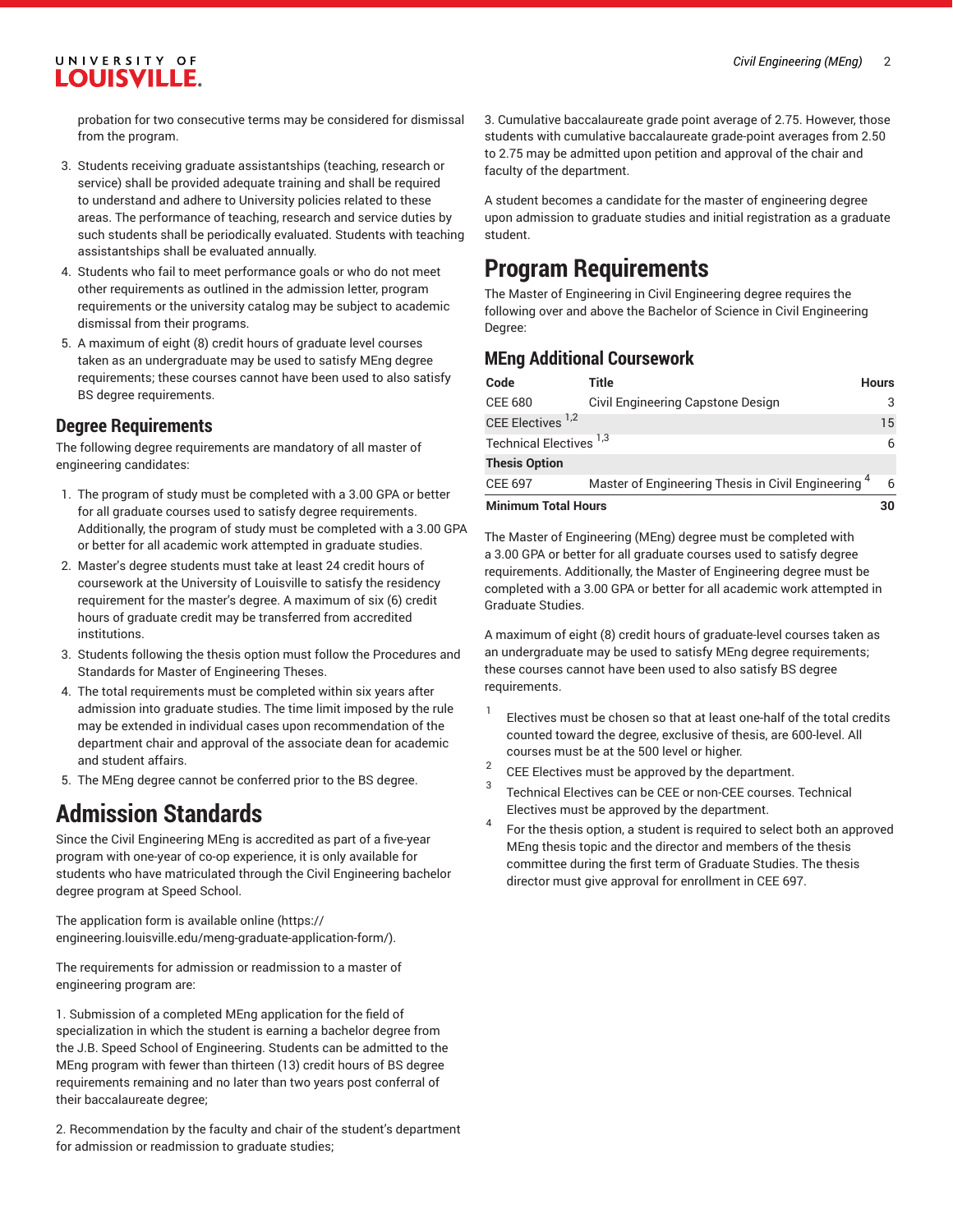probation for two consecutive terms may be considered for dismissal from the program.

3. Students receiving graduate assistantships (teaching, research or service) shall be provided adequate training and shall be required to understand and adhere to University policies related to these areas. The performance of teaching, research and service duties by such students shall be periodically evaluated. Students with teaching assistantships shall be evaluated annually.
4. Students who fail to meet performance goals or who do not meet other requirements as outlined in the admission letter, program requirements or the university catalog may be subject to academic dismissal from their programs.
5. A maximum of eight (8) credit hours of graduate level courses taken as an undergraduate may be used to satisfy MEng degree requirements; these courses cannot have been used to also satisfy BS degree requirements.

## Degree Requirements

The following degree requirements are mandatory of all master of engineering candidates:

1. The program of study must be completed with a 3.00 GPA or better for all graduate courses used to satisfy degree requirements. Additionally, the program of study must be completed with a 3.00 GPA or better for all academic work attempted in graduate studies.
2. Master's degree students must take at least 24 credit hours of coursework at the University of Louisville to satisfy the residency requirement for the master's degree. A maximum of six (6) credit hours of graduate credit may be transferred from accredited institutions.
3. Students following the thesis option must follow the Procedures and Standards for Master of Engineering Theses.
4. The total requirements must be completed within six years after admission into graduate studies. The time limit imposed by the rule may be extended in individual cases upon recommendation of the department chair and approval of the associate dean for academic and student affairs.
5. The MEng degree cannot be conferred prior to the BS degree.

# Admission Standards

Since the Civil Engineering MEng is accredited as part of a five-year program with one-year of co-op experience, it is only available for students who have matriculated through the Civil Engineering bachelor degree program at Speed School.

The application form is available online (https://engineering.louisville.edu/meng-graduate-application-form/).

The requirements for admission or readmission to a master of engineering program are:

1. Submission of a completed MEng application for the field of specialization in which the student is earning a bachelor degree from the J.B. Speed School of Engineering. Students can be admitted to the MEng program with fewer than thirteen (13) credit hours of BS degree requirements remaining and no later than two years post conferral of their baccalaureate degree;

2. Recommendation by the faculty and chair of the student's department for admission or readmission to graduate studies;

3. Cumulative baccalaureate grade point average of 2.75. However, those students with cumulative baccalaureate grade-point averages from 2.50 to 2.75 may be admitted upon petition and approval of the chair and faculty of the department.

A student becomes a candidate for the master of engineering degree upon admission to graduate studies and initial registration as a graduate student.

# Program Requirements

The Master of Engineering in Civil Engineering degree requires the following over and above the Bachelor of Science in Civil Engineering Degree:

## MEng Additional Coursework

| Code | Title | Hours |
|---|---|---|
| CEE 680 | Civil Engineering Capstone Design | 3 |
| CEE Electives [1,2] | | 15 |
| Technical Electives [1,3] | | 6 |
| **Thesis Option** | | |
| CEE 697 | Master of Engineering Thesis in Civil Engineering [4] | 6 |
| **Minimum Total Hours** | | **30** |

The Master of Engineering (MEng) degree must be completed with a 3.00 GPA or better for all graduate courses used to satisfy degree requirements. Additionally, the Master of Engineering degree must be completed with a 3.00 GPA or better for all academic work attempted in Graduate Studies.

A maximum of eight (8) credit hours of graduate-level courses taken as an undergraduate may be used to satisfy MEng degree requirements; these courses cannot have been used to also satisfy BS degree requirements.

1. Electives must be chosen so that at least one-half of the total credits counted toward the degree, exclusive of thesis, are 600-level. All courses must be at the 500 level or higher.
2. CEE Electives must be approved by the department.
3. Technical Electives can be CEE or non-CEE courses. Technical Electives must be approved by the department.
4. For the thesis option, a student is required to select both an approved MEng thesis topic and the director and members of the thesis committee during the first term of Graduate Studies. The thesis director must give approval for enrollment in CEE 697.